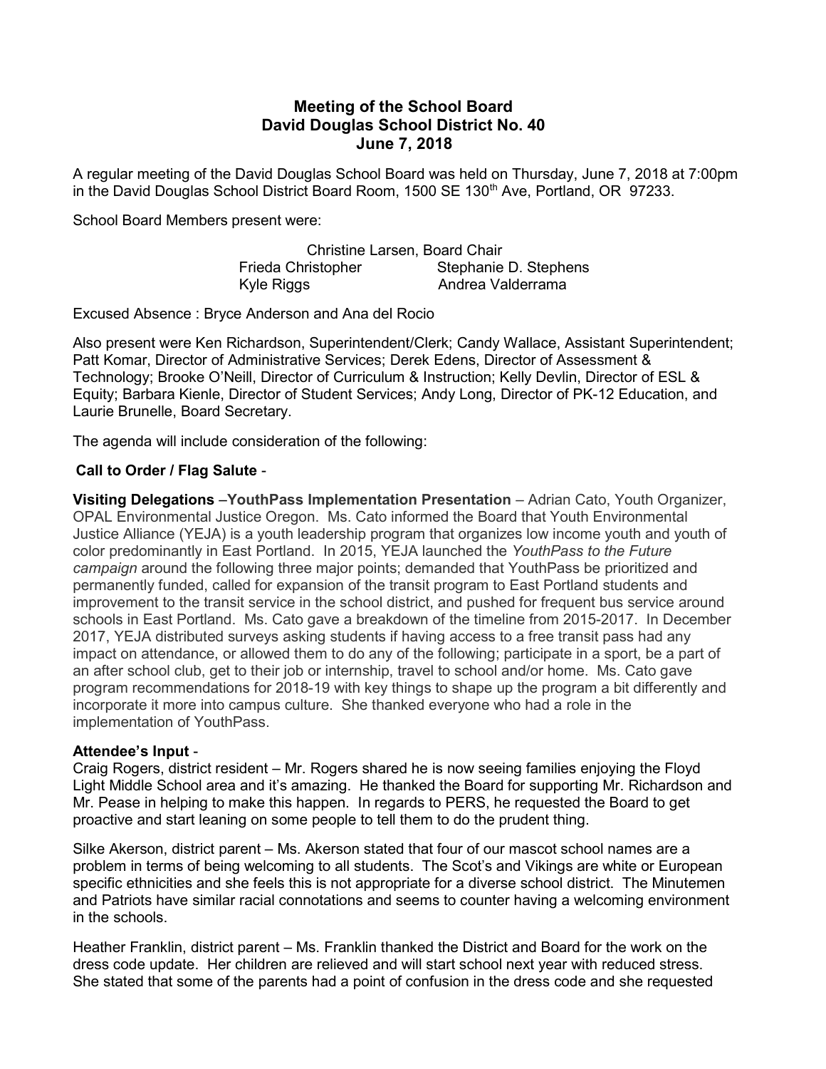# Meeting of the School Board
## David Douglas School District No. 40
## June 7, 2018

A regular meeting of the David Douglas School Board was held on Thursday, June 7, 2018 at 7:00pm in the David Douglas School District Board Room, 1500 SE 130th Ave, Portland, OR 97233.

School Board Members present were:

Christine Larsen, Board Chair
Frieda Christopher
Stephanie D. Stephens
Kyle Riggs
Andrea Valderrama

Excused Absence : Bryce Anderson and Ana del Rocio

Also present were Ken Richardson, Superintendent/Clerk; Candy Wallace, Assistant Superintendent; Patt Komar, Director of Administrative Services; Derek Edens, Director of Assessment & Technology; Brooke O'Neill, Director of Curriculum & Instruction; Kelly Devlin, Director of ESL & Equity; Barbara Kienle, Director of Student Services; Andy Long, Director of PK-12 Education, and Laurie Brunelle, Board Secretary.

The agenda will include consideration of the following:

**Call to Order / Flag Salute** -

**Visiting Delegations** –**YouthPass Implementation Presentation** – Adrian Cato, Youth Organizer, OPAL Environmental Justice Oregon. Ms. Cato informed the Board that Youth Environmental Justice Alliance (YEJA) is a youth leadership program that organizes low income youth and youth of color predominantly in East Portland. In 2015, YEJA launched the *YouthPass to the Future campaign* around the following three major points; demanded that YouthPass be prioritized and permanently funded, called for expansion of the transit program to East Portland students and improvement to the transit service in the school district, and pushed for frequent bus service around schools in East Portland. Ms. Cato gave a breakdown of the timeline from 2015-2017. In December 2017, YEJA distributed surveys asking students if having access to a free transit pass had any impact on attendance, or allowed them to do any of the following; participate in a sport, be a part of an after school club, get to their job or internship, travel to school and/or home. Ms. Cato gave program recommendations for 2018-19 with key things to shape up the program a bit differently and incorporate it more into campus culture. She thanked everyone who had a role in the implementation of YouthPass.

**Attendee's Input** -

Craig Rogers, district resident – Mr. Rogers shared he is now seeing families enjoying the Floyd Light Middle School area and it's amazing. He thanked the Board for supporting Mr. Richardson and Mr. Pease in helping to make this happen. In regards to PERS, he requested the Board to get proactive and start leaning on some people to tell them to do the prudent thing.

Silke Akerson, district parent – Ms. Akerson stated that four of our mascot school names are a problem in terms of being welcoming to all students. The Scot's and Vikings are white or European specific ethnicities and she feels this is not appropriate for a diverse school district. The Minutemen and Patriots have similar racial connotations and seems to counter having a welcoming environment in the schools.

Heather Franklin, district parent – Ms. Franklin thanked the District and Board for the work on the dress code update. Her children are relieved and will start school next year with reduced stress. She stated that some of the parents had a point of confusion in the dress code and she requested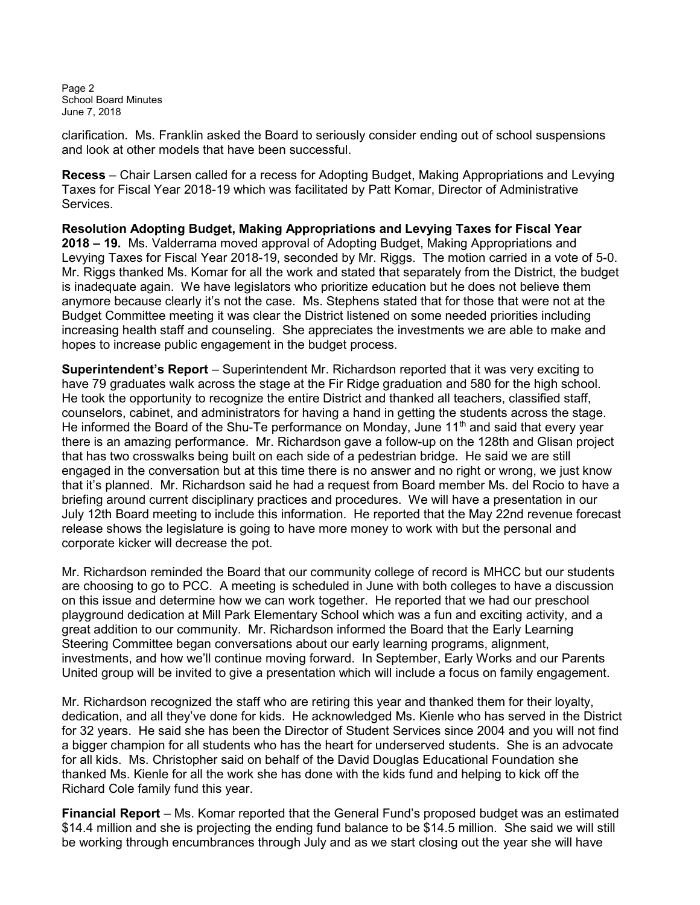clarification. Ms. Franklin asked the Board to seriously consider ending out of school suspensions and look at other models that have been successful.

**Recess** – Chair Larsen called for a recess for Adopting Budget, Making Appropriations and Levying Taxes for Fiscal Year 2018-19 which was facilitated by Patt Komar, Director of Administrative Services.

**Resolution Adopting Budget, Making Appropriations and Levying Taxes for Fiscal Year 2018 – 19.** Ms. Valderrama moved approval of Adopting Budget, Making Appropriations and Levying Taxes for Fiscal Year 2018-19, seconded by Mr. Riggs. The motion carried in a vote of 5-0. Mr. Riggs thanked Ms. Komar for all the work and stated that separately from the District, the budget is inadequate again. We have legislators who prioritize education but he does not believe them anymore because clearly it's not the case. Ms. Stephens stated that for those that were not at the Budget Committee meeting it was clear the District listened on some needed priorities including increasing health staff and counseling. She appreciates the investments we are able to make and hopes to increase public engagement in the budget process.

**Superintendent's Report** – Superintendent Mr. Richardson reported that it was very exciting to have 79 graduates walk across the stage at the Fir Ridge graduation and 580 for the high school. He took the opportunity to recognize the entire District and thanked all teachers, classified staff, counselors, cabinet, and administrators for having a hand in getting the students across the stage. He informed the Board of the Shu-Te performance on Monday, June 11th and said that every year there is an amazing performance. Mr. Richardson gave a follow-up on the 128th and Glisan project that has two crosswalks being built on each side of a pedestrian bridge. He said we are still engaged in the conversation but at this time there is no answer and no right or wrong, we just know that it's planned. Mr. Richardson said he had a request from Board member Ms. del Rocio to have a briefing around current disciplinary practices and procedures. We will have a presentation in our July 12th Board meeting to include this information. He reported that the May 22nd revenue forecast release shows the legislature is going to have more money to work with but the personal and corporate kicker will decrease the pot.

Mr. Richardson reminded the Board that our community college of record is MHCC but our students are choosing to go to PCC. A meeting is scheduled in June with both colleges to have a discussion on this issue and determine how we can work together. He reported that we had our preschool playground dedication at Mill Park Elementary School which was a fun and exciting activity, and a great addition to our community. Mr. Richardson informed the Board that the Early Learning Steering Committee began conversations about our early learning programs, alignment, investments, and how we'll continue moving forward. In September, Early Works and our Parents United group will be invited to give a presentation which will include a focus on family engagement.

Mr. Richardson recognized the staff who are retiring this year and thanked them for their loyalty, dedication, and all they've done for kids. He acknowledged Ms. Kienle who has served in the District for 32 years. He said she has been the Director of Student Services since 2004 and you will not find a bigger champion for all students who has the heart for underserved students. She is an advocate for all kids. Ms. Christopher said on behalf of the David Douglas Educational Foundation she thanked Ms. Kienle for all the work she has done with the kids fund and helping to kick off the Richard Cole family fund this year.

**Financial Report** – Ms. Komar reported that the General Fund's proposed budget was an estimated $14.4 million and she is projecting the ending fund balance to be $14.5 million. She said we will still be working through encumbrances through July and as we start closing out the year she will have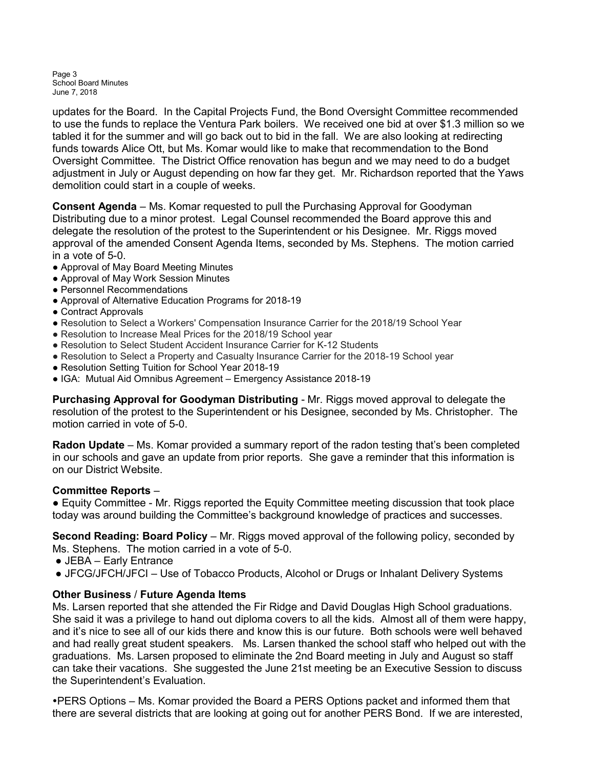updates for the Board. In the Capital Projects Fund, the Bond Oversight Committee recommended to use the funds to replace the Ventura Park boilers. We received one bid at over $1.3 million so we tabled it for the summer and will go back out to bid in the fall. We are also looking at redirecting funds towards Alice Ott, but Ms. Komar would like to make that recommendation to the Bond Oversight Committee. The District Office renovation has begun and we may need to do a budget adjustment in July or August depending on how far they get. Mr. Richardson reported that the Yaws demolition could start in a couple of weeks.

**Consent Agenda** – Ms. Komar requested to pull the Purchasing Approval for Goodyman Distributing due to a minor protest. Legal Counsel recommended the Board approve this and delegate the resolution of the protest to the Superintendent or his Designee. Mr. Riggs moved approval of the amended Consent Agenda Items, seconded by Ms. Stephens. The motion carried in a vote of 5-0.

- Approval of May Board Meeting Minutes
- Approval of May Work Session Minutes
- Personnel Recommendations
- Approval of Alternative Education Programs for 2018-19
- Contract Approvals
- Resolution to Select a Workers' Compensation Insurance Carrier for the 2018/19 School Year
- Resolution to Increase Meal Prices for the 2018/19 School year
- Resolution to Select Student Accident Insurance Carrier for K-12 Students
- Resolution to Select a Property and Casualty Insurance Carrier for the 2018-19 School year
- Resolution Setting Tuition for School Year 2018-19
- IGA: Mutual Aid Omnibus Agreement – Emergency Assistance 2018-19

**Purchasing Approval for Goodyman Distributing** - Mr. Riggs moved approval to delegate the resolution of the protest to the Superintendent or his Designee, seconded by Ms. Christopher. The motion carried in vote of 5-0.

**Radon Update** – Ms. Komar provided a summary report of the radon testing that's been completed in our schools and gave an update from prior reports. She gave a reminder that this information is on our District Website.

**Committee Reports** –

- Equity Committee - Mr. Riggs reported the Equity Committee meeting discussion that took place today was around building the Committee's background knowledge of practices and successes.

**Second Reading: Board Policy** – Mr. Riggs moved approval of the following policy, seconded by Ms. Stephens. The motion carried in a vote of 5-0.

- JEBA – Early Entrance
- JFCG/JFCH/JFCI – Use of Tobacco Products, Alcohol or Drugs or Inhalant Delivery Systems

**Other Business / Future Agenda Items**

Ms. Larsen reported that she attended the Fir Ridge and David Douglas High School graduations. She said it was a privilege to hand out diploma covers to all the kids. Almost all of them were happy, and it's nice to see all of our kids there and know this is our future. Both schools were well behaved and had really great student speakers. Ms. Larsen thanked the school staff who helped out with the graduations. Ms. Larsen proposed to eliminate the 2nd Board meeting in July and August so staff can take their vacations. She suggested the June 21st meeting be an Executive Session to discuss the Superintendent's Evaluation.

- PERS Options – Ms. Komar provided the Board a PERS Options packet and informed them that there are several districts that are looking at going out for another PERS Bond. If we are interested,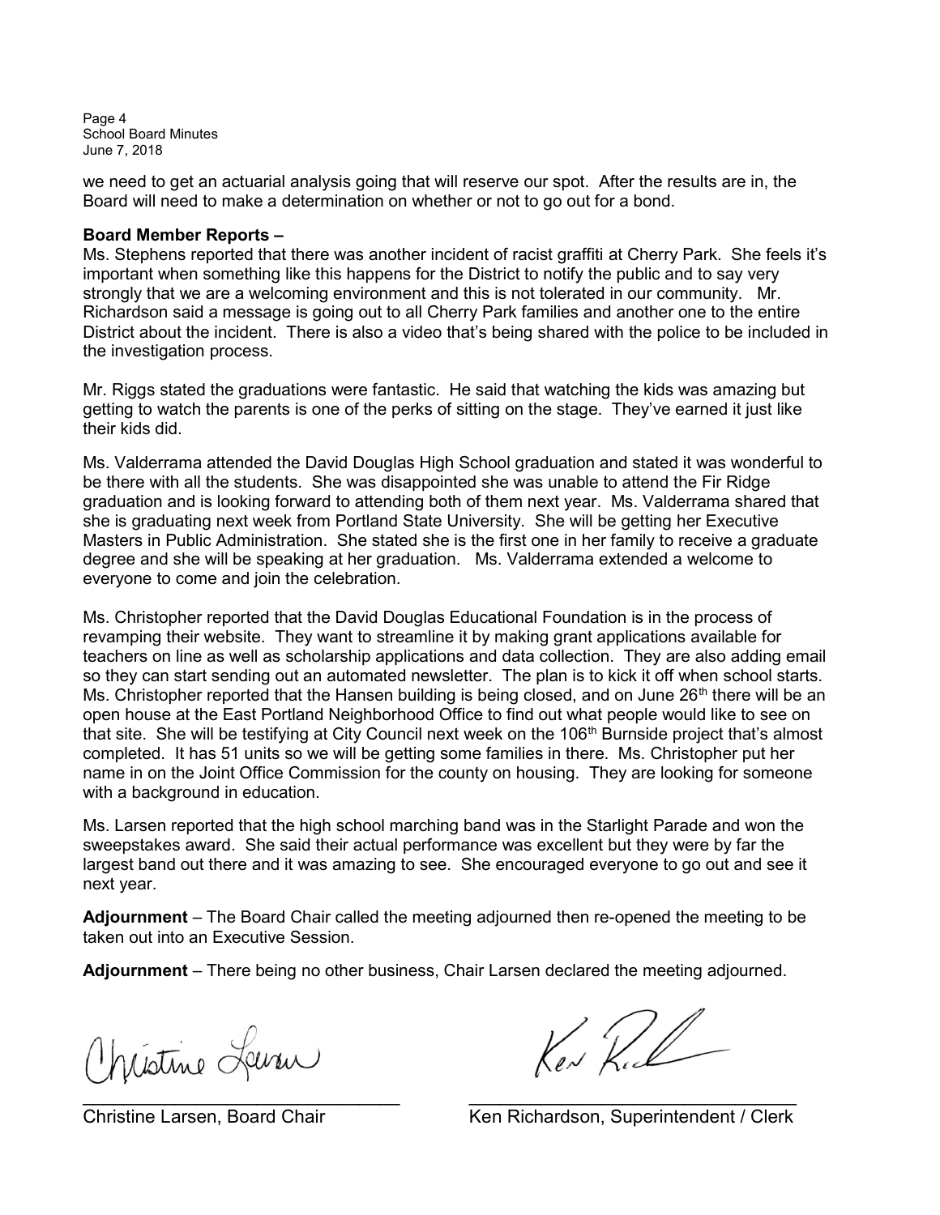we need to get an actuarial analysis going that will reserve our spot. After the results are in, the Board will need to make a determination on whether or not to go out for a bond.

**Board Member Reports –**
Ms. Stephens reported that there was another incident of racist graffiti at Cherry Park. She feels it's important when something like this happens for the District to notify the public and to say very strongly that we are a welcoming environment and this is not tolerated in our community. Mr. Richardson said a message is going out to all Cherry Park families and another one to the entire District about the incident. There is also a video that's being shared with the police to be included in the investigation process.

Mr. Riggs stated the graduations were fantastic. He said that watching the kids was amazing but getting to watch the parents is one of the perks of sitting on the stage. They've earned it just like their kids did.

Ms. Valderrama attended the David Douglas High School graduation and stated it was wonderful to be there with all the students. She was disappointed she was unable to attend the Fir Ridge graduation and is looking forward to attending both of them next year. Ms. Valderrama shared that she is graduating next week from Portland State University. She will be getting her Executive Masters in Public Administration. She stated she is the first one in her family to receive a graduate degree and she will be speaking at her graduation. Ms. Valderrama extended a welcome to everyone to come and join the celebration.

Ms. Christopher reported that the David Douglas Educational Foundation is in the process of revamping their website. They want to streamline it by making grant applications available for teachers on line as well as scholarship applications and data collection. They are also adding email so they can start sending out an automated newsletter. The plan is to kick it off when school starts. Ms. Christopher reported that the Hansen building is being closed, and on June 26th there will be an open house at the East Portland Neighborhood Office to find out what people would like to see on that site. She will be testifying at City Council next week on the 106th Burnside project that's almost completed. It has 51 units so we will be getting some families in there. Ms. Christopher put her name in on the Joint Office Commission for the county on housing. They are looking for someone with a background in education.

Ms. Larsen reported that the high school marching band was in the Starlight Parade and won the sweepstakes award. She said their actual performance was excellent but they were by far the largest band out there and it was amazing to see. She encouraged everyone to go out and see it next year.

**Adjournment** – The Board Chair called the meeting adjourned then re-opened the meeting to be taken out into an Executive Session.

**Adjournment** – There being no other business, Chair Larsen declared the meeting adjourned.

Christine Larsen

\_\_\_\_\_\_\_\_\_\_\_\_\_\_\_\_\_\_\_\_\_\_\_\_\_\_\_\_\_\_\_\_
Christine Larsen, Board Chair

Ken Richardson

\_\_\_\_\_\_\_\_\_\_\_\_\_\_\_\_\_\_\_\_\_\_\_\_\_\_\_\_\_\_\_\_
Ken Richardson, Superintendent / Clerk